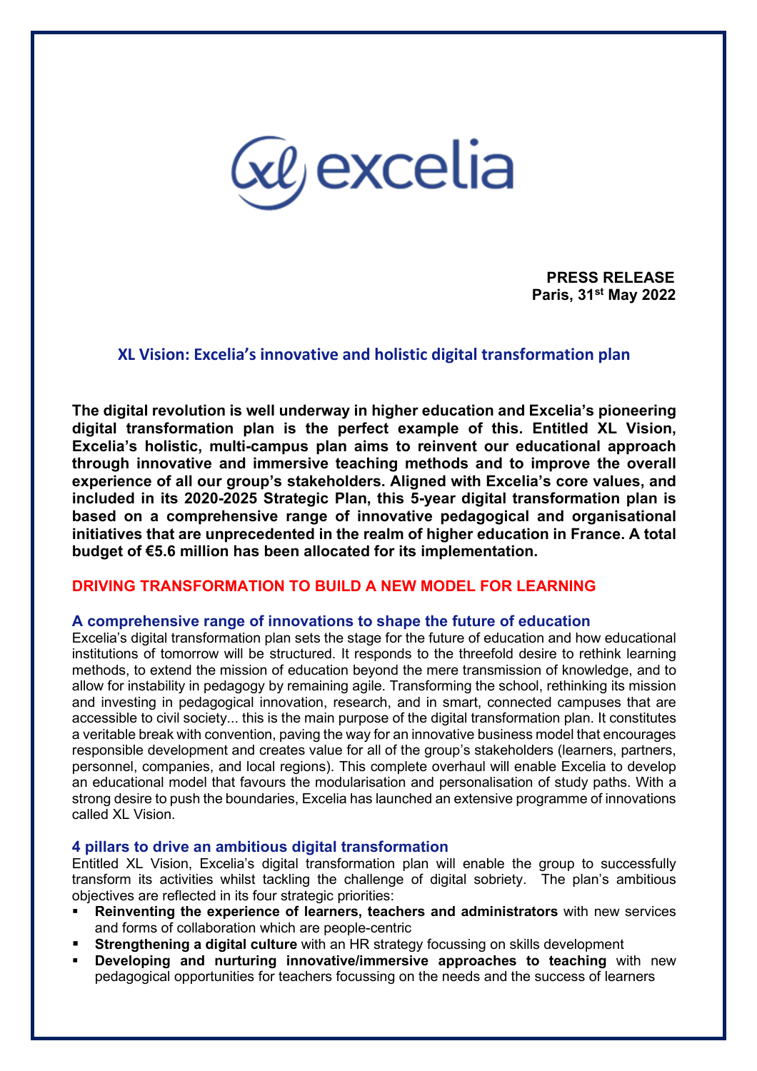excelia

**PRESS RELEASE**
**Paris, 31st May 2022**

# XL Vision: Excelia's innovative and holistic digital transformation plan

**The digital revolution is well underway in higher education and Excelia's pioneering digital transformation plan is the perfect example of this. Entitled XL Vision, Excelia's holistic, multi-campus plan aims to reinvent our educational approach through innovative and immersive teaching methods and to improve the overall experience of all our group's stakeholders. Aligned with Excelia's core values, and included in its 2020-2025 Strategic Plan, this 5-year digital transformation plan is based on a comprehensive range of innovative pedagogical and organisational initiatives that are unprecedented in the realm of higher education in France. A total budget of €5.6 million has been allocated for its implementation.**

## DRIVING TRANSFORMATION TO BUILD A NEW MODEL FOR LEARNING

### A comprehensive range of innovations to shape the future of education

Excelia's digital transformation plan sets the stage for the future of education and how educational institutions of tomorrow will be structured. It responds to the threefold desire to rethink learning methods, to extend the mission of education beyond the mere transmission of knowledge, and to allow for instability in pedagogy by remaining agile. Transforming the school, rethinking its mission and investing in pedagogical innovation, research, and in smart, connected campuses that are accessible to civil society... this is the main purpose of the digital transformation plan. It constitutes a veritable break with convention, paving the way for an innovative business model that encourages responsible development and creates value for all of the group's stakeholders (learners, partners, personnel, companies, and local regions). This complete overhaul will enable Excelia to develop an educational model that favours the modularisation and personalisation of study paths. With a strong desire to push the boundaries, Excelia has launched an extensive programme of innovations called XL Vision.

### 4 pillars to drive an ambitious digital transformation

Entitled XL Vision, Excelia's digital transformation plan will enable the group to successfully transform its activities whilst tackling the challenge of digital sobriety. The plan's ambitious objectives are reflected in its four strategic priorities:

- **Reinventing the experience of learners, teachers and administrators** with new services and forms of collaboration which are people-centric
- **Strengthening a digital culture** with an HR strategy focussing on skills development
- **Developing and nurturing innovative/immersive approaches to teaching** with new pedagogical opportunities for teachers focussing on the needs and the success of learners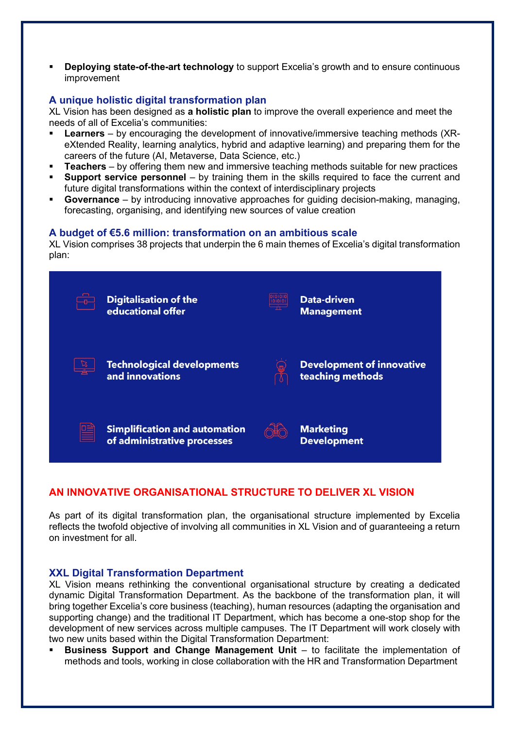- **Deploying state-of-the-art technology** to support Excelia's growth and to ensure continuous improvement

### A unique holistic digital transformation plan

XL Vision has been designed as **a holistic plan** to improve the overall experience and meet the needs of all of Excelia's communities:

- **Learners** – by encouraging the development of innovative/immersive teaching methods (XR-eXtended Reality, learning analytics, hybrid and adaptive learning) and preparing them for the careers of the future (AI, Metaverse, Data Science, etc.)
- **Teachers** – by offering them new and immersive teaching methods suitable for new practices
- **Support service personnel** – by training them in the skills required to face the current and future digital transformations within the context of interdisciplinary projects
- **Governance** – by introducing innovative approaches for guiding decision-making, managing, forecasting, organising, and identifying new sources of value creation

### A budget of €5.6 million: transformation on an ambitious scale

XL Vision comprises 38 projects that underpin the 6 main themes of Excelia's digital transformation plan:

- **Digitalisation of the educational offer**
- **Data-driven Management**
- **Technological developments and innovations**
- **Development of innovative teaching methods**
- **Simplification and automation of administrative processes**
- **Marketing Development**

## AN INNOVATIVE ORGANISATIONAL STRUCTURE TO DELIVER XL VISION

As part of its digital transformation plan, the organisational structure implemented by Excelia reflects the twofold objective of involving all communities in XL Vision and of guaranteeing a return on investment for all.

### XXL Digital Transformation Department

XL Vision means rethinking the conventional organisational structure by creating a dedicated dynamic Digital Transformation Department. As the backbone of the transformation plan, it will bring together Excelia's core business (teaching), human resources (adapting the organisation and supporting change) and the traditional IT Department, which has become a one-stop shop for the development of new services across multiple campuses. The IT Department will work closely with two new units based within the Digital Transformation Department:

- **Business Support and Change Management Unit** – to facilitate the implementation of methods and tools, working in close collaboration with the HR and Transformation Department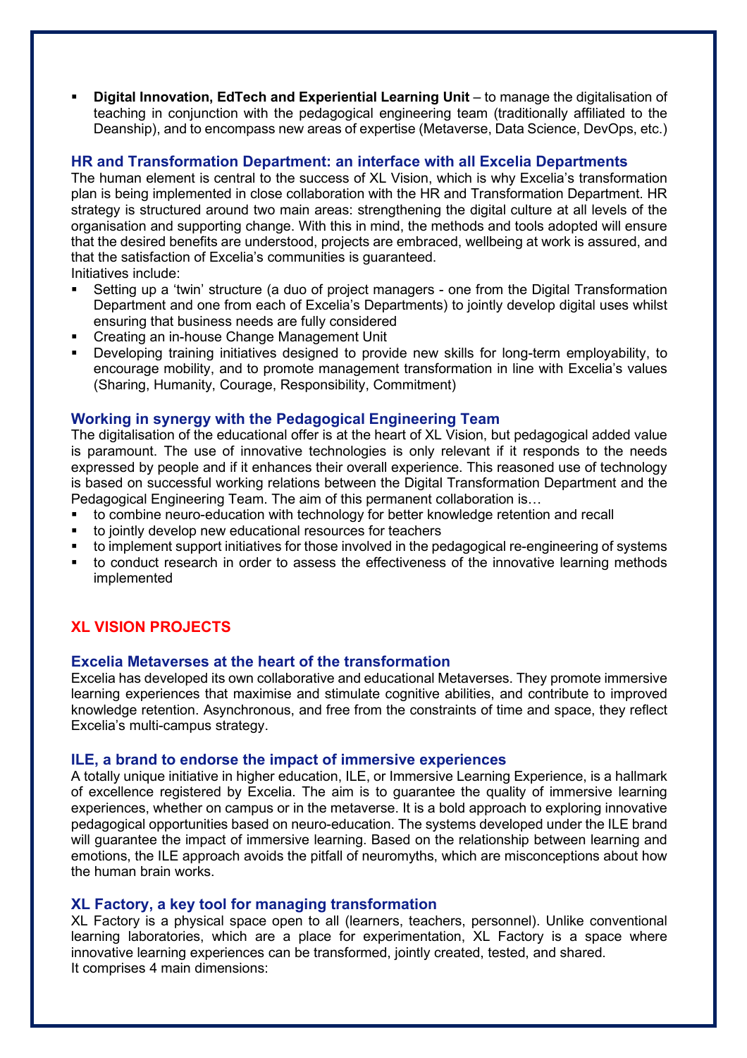- **Digital Innovation, EdTech and Experiential Learning Unit** – to manage the digitalisation of teaching in conjunction with the pedagogical engineering team (traditionally affiliated to the Deanship), and to encompass new areas of expertise (Metaverse, Data Science, DevOps, etc.)

### HR and Transformation Department: an interface with all Excelia Departments

The human element is central to the success of XL Vision, which is why Excelia's transformation plan is being implemented in close collaboration with the HR and Transformation Department. HR strategy is structured around two main areas: strengthening the digital culture at all levels of the organisation and supporting change. With this in mind, the methods and tools adopted will ensure that the desired benefits are understood, projects are embraced, wellbeing at work is assured, and that the satisfaction of Excelia's communities is guaranteed.

Initiatives include:

- Setting up a 'twin' structure (a duo of project managers - one from the Digital Transformation Department and one from each of Excelia's Departments) to jointly develop digital uses whilst ensuring that business needs are fully considered
- Creating an in-house Change Management Unit
- Developing training initiatives designed to provide new skills for long-term employability, to encourage mobility, and to promote management transformation in line with Excelia's values (Sharing, Humanity, Courage, Responsibility, Commitment)

### Working in synergy with the Pedagogical Engineering Team

The digitalisation of the educational offer is at the heart of XL Vision, but pedagogical added value is paramount. The use of innovative technologies is only relevant if it responds to the needs expressed by people and if it enhances their overall experience. This reasoned use of technology is based on successful working relations between the Digital Transformation Department and the Pedagogical Engineering Team. The aim of this permanent collaboration is…

- to combine neuro-education with technology for better knowledge retention and recall
- to jointly develop new educational resources for teachers
- to implement support initiatives for those involved in the pedagogical re-engineering of systems
- to conduct research in order to assess the effectiveness of the innovative learning methods implemented

## XL VISION PROJECTS

### Excelia Metaverses at the heart of the transformation

Excelia has developed its own collaborative and educational Metaverses. They promote immersive learning experiences that maximise and stimulate cognitive abilities, and contribute to improved knowledge retention. Asynchronous, and free from the constraints of time and space, they reflect Excelia's multi-campus strategy.

### ILE, a brand to endorse the impact of immersive experiences

A totally unique initiative in higher education, ILE, or Immersive Learning Experience, is a hallmark of excellence registered by Excelia. The aim is to guarantee the quality of immersive learning experiences, whether on campus or in the metaverse. It is a bold approach to exploring innovative pedagogical opportunities based on neuro-education. The systems developed under the ILE brand will guarantee the impact of immersive learning. Based on the relationship between learning and emotions, the ILE approach avoids the pitfall of neuromyths, which are misconceptions about how the human brain works.

### XL Factory, a key tool for managing transformation

XL Factory is a physical space open to all (learners, teachers, personnel). Unlike conventional learning laboratories, which are a place for experimentation, XL Factory is a space where innovative learning experiences can be transformed, jointly created, tested, and shared.

It comprises 4 main dimensions: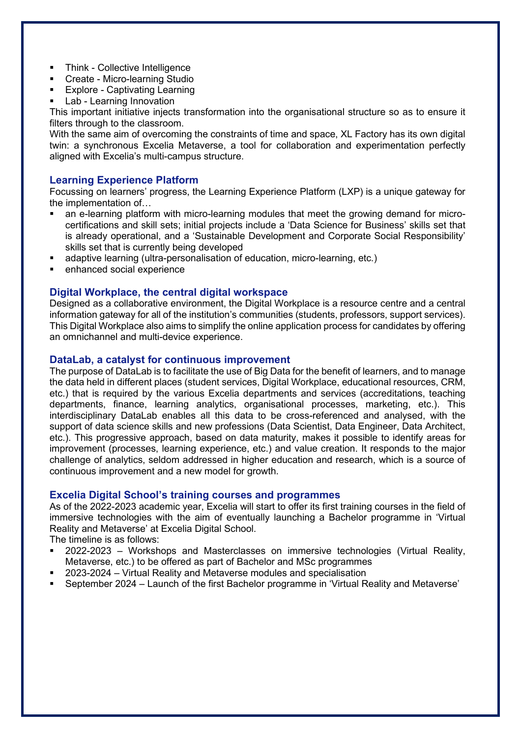- Think - Collective Intelligence
- Create - Micro-learning Studio
- Explore - Captivating Learning
- Lab - Learning Innovation

This important initiative injects transformation into the organisational structure so as to ensure it filters through to the classroom.

With the same aim of overcoming the constraints of time and space, XL Factory has its own digital twin: a synchronous Excelia Metaverse, a tool for collaboration and experimentation perfectly aligned with Excelia's multi-campus structure.

### Learning Experience Platform

Focussing on learners' progress, the Learning Experience Platform (LXP) is a unique gateway for the implementation of…

- an e-learning platform with micro-learning modules that meet the growing demand for micro-certifications and skill sets; initial projects include a 'Data Science for Business' skills set that is already operational, and a 'Sustainable Development and Corporate Social Responsibility' skills set that is currently being developed
- adaptive learning (ultra-personalisation of education, micro-learning, etc.)
- enhanced social experience

### Digital Workplace, the central digital workspace

Designed as a collaborative environment, the Digital Workplace is a resource centre and a central information gateway for all of the institution's communities (students, professors, support services). This Digital Workplace also aims to simplify the online application process for candidates by offering an omnichannel and multi-device experience.

### DataLab, a catalyst for continuous improvement

The purpose of DataLab is to facilitate the use of Big Data for the benefit of learners, and to manage the data held in different places (student services, Digital Workplace, educational resources, CRM, etc.) that is required by the various Excelia departments and services (accreditations, teaching departments, finance, learning analytics, organisational processes, marketing, etc.). This interdisciplinary DataLab enables all this data to be cross-referenced and analysed, with the support of data science skills and new professions (Data Scientist, Data Engineer, Data Architect, etc.). This progressive approach, based on data maturity, makes it possible to identify areas for improvement (processes, learning experience, etc.) and value creation. It responds to the major challenge of analytics, seldom addressed in higher education and research, which is a source of continuous improvement and a new model for growth.

### Excelia Digital School's training courses and programmes

As of the 2022-2023 academic year, Excelia will start to offer its first training courses in the field of immersive technologies with the aim of eventually launching a Bachelor programme in 'Virtual Reality and Metaverse' at Excelia Digital School.

The timeline is as follows:

- 2022-2023 – Workshops and Masterclasses on immersive technologies (Virtual Reality, Metaverse, etc.) to be offered as part of Bachelor and MSc programmes
- 2023-2024 – Virtual Reality and Metaverse modules and specialisation
- September 2024 – Launch of the first Bachelor programme in 'Virtual Reality and Metaverse'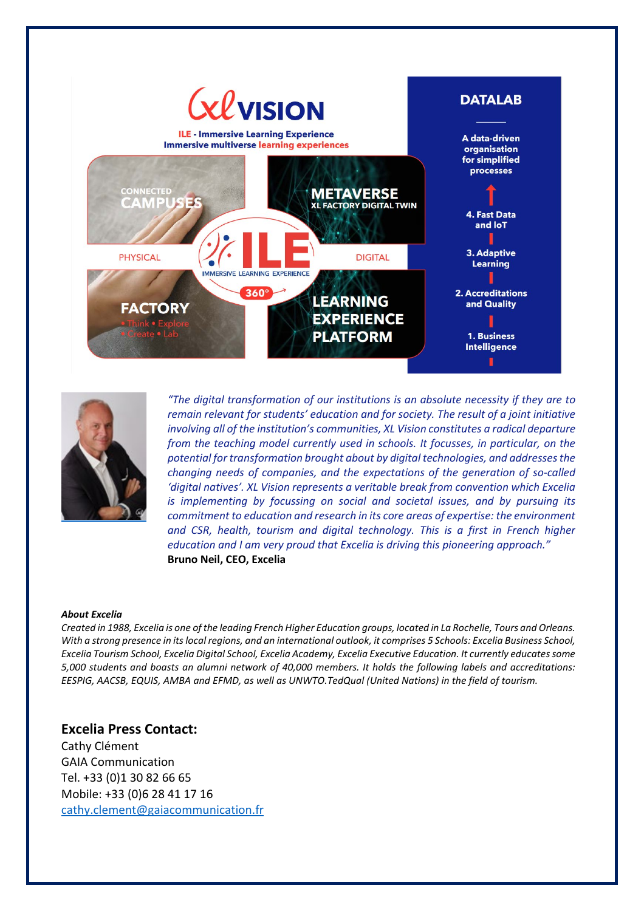XL VISION

ILE - Immersive Learning Experience
Immersive multiverse learning experiences

CONNECTED CAMPUSES

METAVERSE
XL FACTORY DIGITAL TWIN

PHYSICAL

ILE
IMMERSIVE LEARNING EXPERIENCE

DIGITAL

360°

FACTORY
• Think • Explore
• Create • Lab

LEARNING EXPERIENCE PLATFORM

DATALAB

A data-driven organisation for simplified processes

4. Fast Data and IoT

3. Adaptive Learning

2. Accreditations and Quality

1. Business Intelligence

*"The digital transformation of our institutions is an absolute necessity if they are to remain relevant for students' education and for society. The result of a joint initiative involving all of the institution's communities, XL Vision constitutes a radical departure from the teaching model currently used in schools. It focusses, in particular, on the potential for transformation brought about by digital technologies, and addresses the changing needs of companies, and the expectations of the generation of so-called 'digital natives'. XL Vision represents a veritable break from convention which Excelia is implementing by focussing on social and societal issues, and by pursuing its commitment to education and research in its core areas of expertise: the environment and CSR, health, tourism and digital technology. This is a first in French higher education and I am very proud that Excelia is driving this pioneering approach."*
**Bruno Neil, CEO, Excelia**

***About Excelia***
*Created in 1988, Excelia is one of the leading French Higher Education groups, located in La Rochelle, Tours and Orleans. With a strong presence in its local regions, and an international outlook, it comprises 5 Schools: Excelia Business School, Excelia Tourism School, Excelia Digital School, Excelia Academy, Excelia Executive Education. It currently educates some 5,000 students and boasts an alumni network of 40,000 members. It holds the following labels and accreditations: EESPIG, AACSB, EQUIS, AMBA and EFMD, as well as UNWTO.TedQual (United Nations) in the field of tourism.*

## Excelia Press Contact:

Cathy Clément
GAIA Communication
Tel. +33 (0)1 30 82 66 65
Mobile: +33 (0)6 28 41 17 16
cathy.clement@gaiacommunication.fr